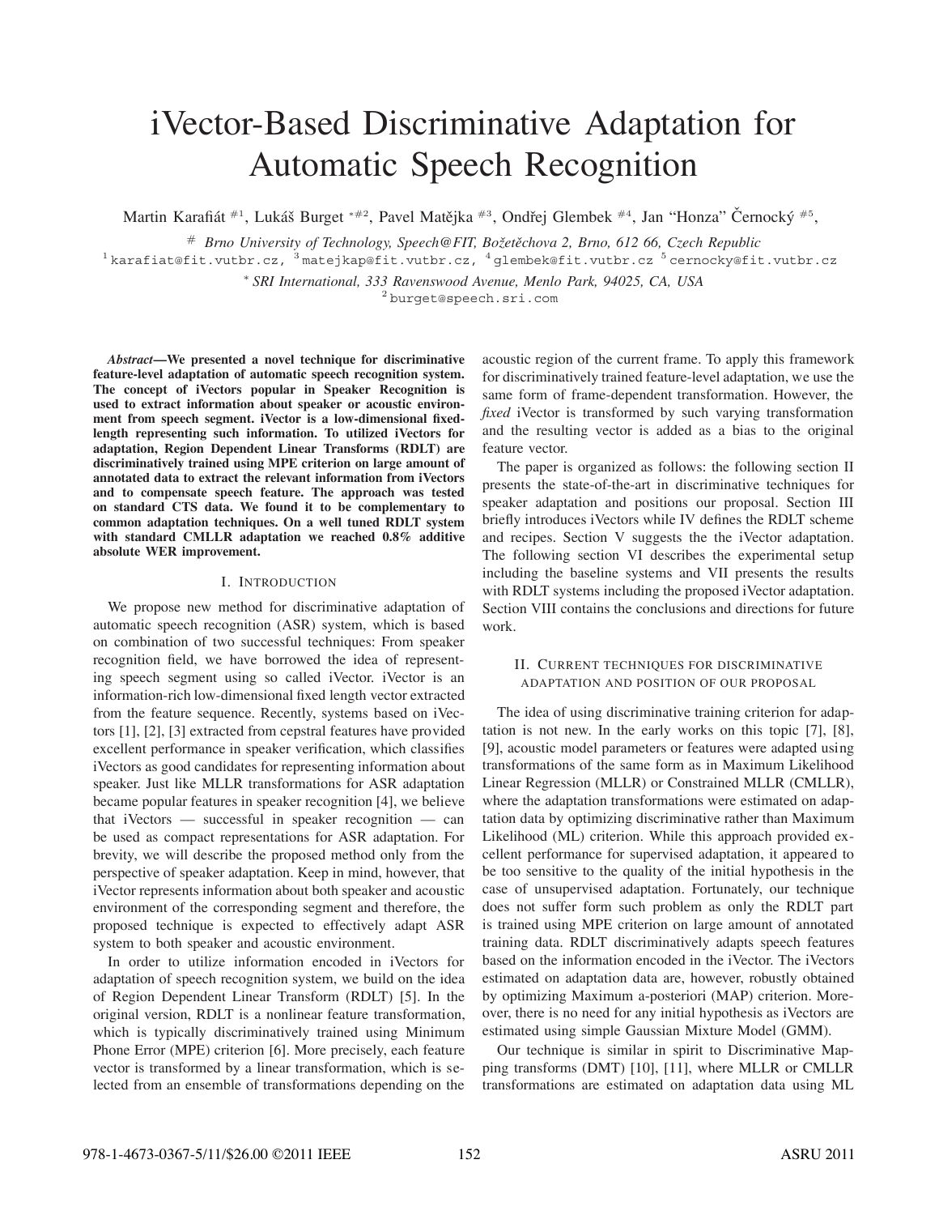# iVector-Based Discriminative Adaptation for Automatic Speech Recognition

Martin Karafiát #1, Lukáš Burget *#2, Pavel Matějka #3, Ondřej Glembek #4, Jan "Honza" Černocký #5,

# *Brno University of Technology, Speech@FIT, Božetěchova 2, Brno, 612 66, Czech Republic*
[1] karafiat@fit.vutbr.cz, [3] matejkap@fit.vutbr.cz, [4] glembek@fit.vutbr.cz [5] cernocky@fit.vutbr.cz

* *SRI International, 333 Ravenswood Avenue, Menlo Park, 94025, CA, USA*
[2] burget@speech.sri.com

***Abstract*—We presented a novel technique for discriminative feature-level adaptation of automatic speech recognition system. The concept of iVectors popular in Speaker Recognition is used to extract information about speaker or acoustic environment from speech segment. iVector is a low-dimensional fixed-length representing such information. To utilized iVectors for adaptation, Region Dependent Linear Transforms (RDLT) are discriminatively trained using MPE criterion on large amount of annotated data to extract the relevant information from iVectors and to compensate speech feature. The approach was tested on standard CTS data. We found it to be complementary to common adaptation techniques. On a well tuned RDLT system with standard CMLLR adaptation we reached 0.8% additive absolute WER improvement.**

## I. Introduction

We propose new method for discriminative adaptation of automatic speech recognition (ASR) system, which is based on combination of two successful techniques: From speaker recognition field, we have borrowed the idea of representing speech segment using so called iVector. iVector is an information-rich low-dimensional fixed length vector extracted from the feature sequence. Recently, systems based on iVectors [1], [2], [3] extracted from cepstral features have provided excellent performance in speaker verification, which classifies iVectors as good candidates for representing information about speaker. Just like MLLR transformations for ASR adaptation became popular features in speaker recognition [4], we believe that iVectors — successful in speaker recognition — can be used as compact representations for ASR adaptation. For brevity, we will describe the proposed method only from the perspective of speaker adaptation. Keep in mind, however, that iVector represents information about both speaker and acoustic environment of the corresponding segment and therefore, the proposed technique is expected to effectively adapt ASR system to both speaker and acoustic environment.

In order to utilize information encoded in iVectors for adaptation of speech recognition system, we build on the idea of Region Dependent Linear Transform (RDLT) [5]. In the original version, RDLT is a nonlinear feature transformation, which is typically discriminatively trained using Minimum Phone Error (MPE) criterion [6]. More precisely, each feature vector is transformed by a linear transformation, which is selected from an ensemble of transformations depending on the acoustic region of the current frame. To apply this framework for discriminatively trained feature-level adaptation, we use the same form of frame-dependent transformation. However, the *fixed* iVector is transformed by such varying transformation and the resulting vector is added as a bias to the original feature vector.

The paper is organized as follows: the following section II presents the state-of-the-art in discriminative techniques for speaker adaptation and positions our proposal. Section III briefly introduces iVectors while IV defines the RDLT scheme and recipes. Section V suggests the the iVector adaptation. The following section VI describes the experimental setup including the baseline systems and VII presents the results with RDLT systems including the proposed iVector adaptation. Section VIII contains the conclusions and directions for future work.

## II. Current techniques for discriminative adaptation and position of our proposal

The idea of using discriminative training criterion for adaptation is not new. In the early works on this topic [7], [8], [9], acoustic model parameters or features were adapted using transformations of the same form as in Maximum Likelihood Linear Regression (MLLR) or Constrained MLLR (CMLLR), where the adaptation transformations were estimated on adaptation data by optimizing discriminative rather than Maximum Likelihood (ML) criterion. While this approach provided excellent performance for supervised adaptation, it appeared to be too sensitive to the quality of the initial hypothesis in the case of unsupervised adaptation. Fortunately, our technique does not suffer form such problem as only the RDLT part is trained using MPE criterion on large amount of annotated training data. RDLT discriminatively adapts speech features based on the information encoded in the iVector. The iVectors estimated on adaptation data are, however, robustly obtained by optimizing Maximum a-posteriori (MAP) criterion. Moreover, there is no need for any initial hypothesis as iVectors are estimated using simple Gaussian Mixture Model (GMM).

Our technique is similar in spirit to Discriminative Mapping transforms (DMT) [10], [11], where MLLR or CMLLR transformations are estimated on adaptation data using ML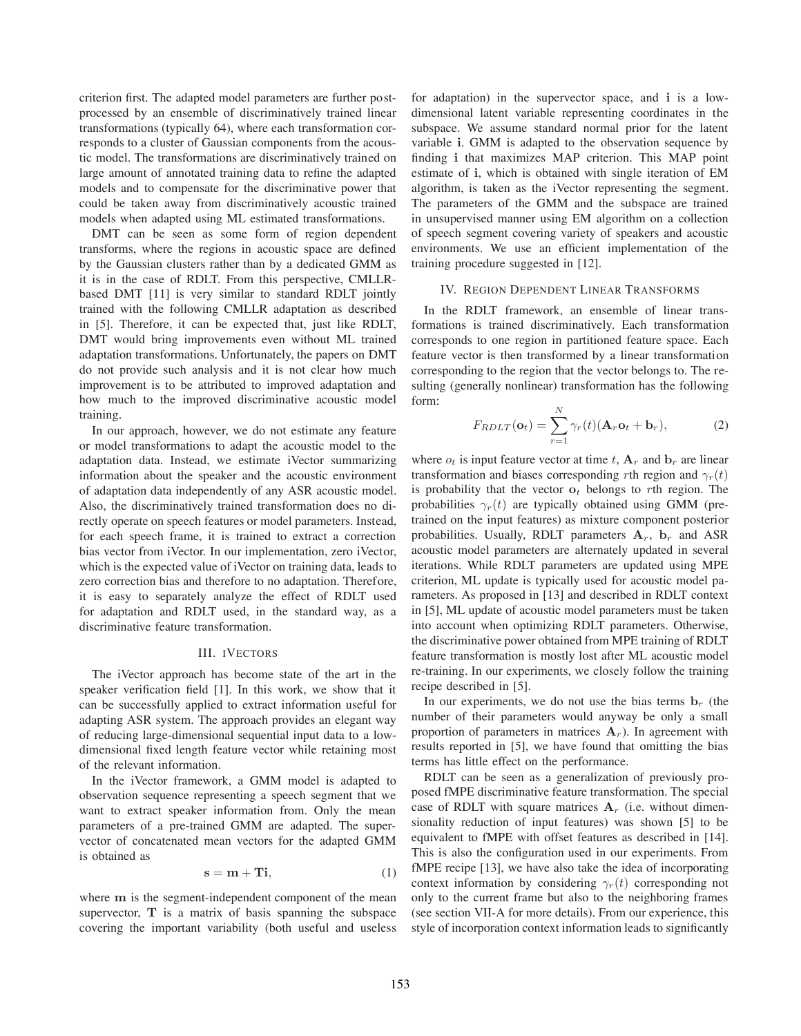criterion first. The adapted model parameters are further post-processed by an ensemble of discriminatively trained linear transformations (typically 64), where each transformation corresponds to a cluster of Gaussian components from the acoustic model. The transformations are discriminatively trained on large amount of annotated training data to refine the adapted models and to compensate for the discriminative power that could be taken away from discriminatively acoustic trained models when adapted using ML estimated transformations.

DMT can be seen as some form of region dependent transforms, where the regions in acoustic space are defined by the Gaussian clusters rather than by a dedicated GMM as it is in the case of RDLT. From this perspective, CMLLR-based DMT [11] is very similar to standard RDLT jointly trained with the following CMLLR adaptation as described in [5]. Therefore, it can be expected that, just like RDLT, DMT would bring improvements even without ML trained adaptation transformations. Unfortunately, the papers on DMT do not provide such analysis and it is not clear how much improvement is to be attributed to improved adaptation and how much to the improved discriminative acoustic model training.

In our approach, however, we do not estimate any feature or model transformations to adapt the acoustic model to the adaptation data. Instead, we estimate iVector summarizing information about the speaker and the acoustic environment of adaptation data independently of any ASR acoustic model. Also, the discriminatively trained transformation does no directly operate on speech features or model parameters. Instead, for each speech frame, it is trained to extract a correction bias vector from iVector. In our implementation, zero iVector, which is the expected value of iVector on training data, leads to zero correction bias and therefore to no adaptation. Therefore, it is easy to separately analyze the effect of RDLT used for adaptation and RDLT used, in the standard way, as a discriminative feature transformation.

## III. iVectors

The iVector approach has become state of the art in the speaker verification field [1]. In this work, we show that it can be successfully applied to extract information useful for adapting ASR system. The approach provides an elegant way of reducing large-dimensional sequential input data to a low-dimensional fixed length feature vector while retaining most of the relevant information.

In the iVector framework, a GMM model is adapted to observation sequence representing a speech segment that we want to extract speaker information from. Only the mean parameters of a pre-trained GMM are adapted. The supervector of concatenated mean vectors for the adapted GMM is obtained as

$$\mathbf{s} = \mathbf{m} + \mathbf{T}\mathbf{i}, \tag{1}$$

where $\mathbf{m}$ is the segment-independent component of the mean supervector, $\mathbf{T}$ is a matrix of basis spanning the subspace covering the important variability (both useful and useless for adaptation) in the supervector space, and $\mathbf{i}$ is a low-dimensional latent variable representing coordinates in the subspace. We assume standard normal prior for the latent variable $\mathbf{i}$. GMM is adapted to the observation sequence by finding $\mathbf{i}$ that maximizes MAP criterion. This MAP point estimate of $\mathbf{i}$, which is obtained with single iteration of EM algorithm, is taken as the iVector representing the segment. The parameters of the GMM and the subspace are trained in unsupervised manner using EM algorithm on a collection of speech segment covering variety of speakers and acoustic environments. We use an efficient implementation of the training procedure suggested in [12].

## IV. Region Dependent Linear Transforms

In the RDLT framework, an ensemble of linear transformations is trained discriminatively. Each transformation corresponds to one region in partitioned feature space. Each feature vector is then transformed by a linear transformation corresponding to the region that the vector belongs to. The resulting (generally nonlinear) transformation has the following form:

$$F_{RDLT}(\mathbf{o}_t) = \sum_{r=1}^{N} \gamma_r(t)(\mathbf{A}_r\mathbf{o}_t + \mathbf{b}_r), \tag{2}$$

where $o_t$ is input feature vector at time $t$, $\mathbf{A}_r$ and $\mathbf{b}_r$ are linear transformation and biases corresponding $r$th region and $\gamma_r(t)$ is probability that the vector $\mathbf{o}_t$ belongs to $r$th region. The probabilities $\gamma_r(t)$ are typically obtained using GMM (pre-trained on the input features) as mixture component posterior probabilities. Usually, RDLT parameters $\mathbf{A}_r$, $\mathbf{b}_r$ and ASR acoustic model parameters are alternately updated in several iterations. While RDLT parameters are updated using MPE criterion, ML update is typically used for acoustic model parameters. As proposed in [13] and described in RDLT context in [5], ML update of acoustic model parameters must be taken into account when optimizing RDLT parameters. Otherwise, the discriminative power obtained from MPE training of RDLT feature transformation is mostly lost after ML acoustic model re-training. In our experiments, we closely follow the training recipe described in [5].

In our experiments, we do not use the bias terms $\mathbf{b}_r$ (the number of their parameters would anyway be only a small proportion of parameters in matrices $\mathbf{A}_r$). In agreement with results reported in [5], we have found that omitting the bias terms has little effect on the performance.

RDLT can be seen as a generalization of previously proposed fMPE discriminative feature transformation. The special case of RDLT with square matrices $\mathbf{A}_r$ (i.e. without dimensionality reduction of input features) was shown [5] to be equivalent to fMPE with offset features as described in [14]. This is also the configuration used in our experiments. From fMPE recipe [13], we have also take the idea of incorporating context information by considering $\gamma_r(t)$ corresponding not only to the current frame but also to the neighboring frames (see section VII-A for more details). From our experience, this style of incorporation context information leads to significantly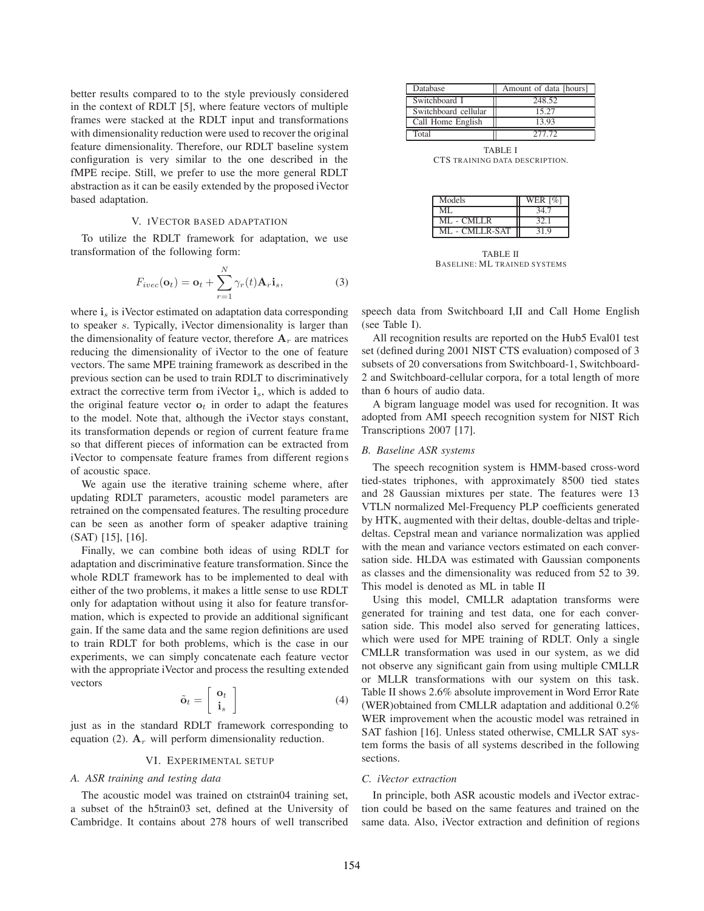better results compared to to the style previously considered in the context of RDLT [5], where feature vectors of multiple frames were stacked at the RDLT input and transformations with dimensionality reduction were used to recover the original feature dimensionality. Therefore, our RDLT baseline system configuration is very similar to the one described in the fMPE recipe. Still, we prefer to use the more general RDLT abstraction as it can be easily extended by the proposed iVector based adaptation.

## V. iVECTOR BASED ADAPTATION

To utilize the RDLT framework for adaptation, we use transformation of the following form:

$$F_{ivec}(\mathbf{o}_t) = \mathbf{o}_t + \sum_{r=1}^{N} \gamma_r(t) \mathbf{A}_r \mathbf{i}_s, \tag{3}$$

where $\mathbf{i}_s$ is iVector estimated on adaptation data corresponding to speaker $s$. Typically, iVector dimensionality is larger than the dimensionality of feature vector, therefore $\mathbf{A}_r$ are matrices reducing the dimensionality of iVector to the one of feature vectors. The same MPE training framework as described in the previous section can be used to train RDLT to discriminatively extract the corrective term from iVector $\mathbf{i}_s$, which is added to the original feature vector $\mathbf{o}_t$ in order to adapt the features to the model. Note that, although the iVector stays constant, its transformation depends or region of current feature frame so that different pieces of information can be extracted from iVector to compensate feature frames from different regions of acoustic space.

We again use the iterative training scheme where, after updating RDLT parameters, acoustic model parameters are retrained on the compensated features. The resulting procedure can be seen as another form of speaker adaptive training (SAT) [15], [16].

Finally, we can combine both ideas of using RDLT for adaptation and discriminative feature transformation. Since the whole RDLT framework has to be implemented to deal with either of the two problems, it makes a little sense to use RDLT only for adaptation without using it also for feature transformation, which is expected to provide an additional significant gain. If the same data and the same region definitions are used to train RDLT for both problems, which is the case in our experiments, we can simply concatenate each feature vector with the appropriate iVector and process the resulting extended vectors

$$\tilde{\mathbf{o}}_t = \begin{bmatrix} \mathbf{o}_t \\ \mathbf{i}_s \end{bmatrix} \tag{4}$$

just as in the standard RDLT framework corresponding to equation (2). $\mathbf{A}_r$ will perform dimensionality reduction.

## VI. EXPERIMENTAL SETUP

### A. ASR training and testing data

The acoustic model was trained on ctstrain04 training set, a subset of the h5train03 set, defined at the University of Cambridge. It contains about 278 hours of well transcribed speech data from Switchboard I,II and Call Home English (see Table I).

| Database | Amount of data [hours] |
|---|---|
| Switchboard I | 248.52 |
| Switchboard cellular | 15.27 |
| Call Home English | 13.93 |
| Total | 277.72 |

TABLE I
CTS TRAINING DATA DESCRIPTION.

| Models | WER [%] |
|---|---|
| ML | 34.7 |
| ML - CMLLR | 32.1 |
| ML - CMLLR-SAT | 31.9 |

TABLE II
BASELINE: ML TRAINED SYSTEMS

All recognition results are reported on the Hub5 Eval01 test set (defined during 2001 NIST CTS evaluation) composed of 3 subsets of 20 conversations from Switchboard-1, Switchboard-2 and Switchboard-cellular corpora, for a total length of more than 6 hours of audio data.

A bigram language model was used for recognition. It was adopted from AMI speech recognition system for NIST Rich Transcriptions 2007 [17].

### B. Baseline ASR systems

The speech recognition system is HMM-based cross-word tied-states triphones, with approximately 8500 tied states and 28 Gaussian mixtures per state. The features were 13 VTLN normalized Mel-Frequency PLP coefficients generated by HTK, augmented with their deltas, double-deltas and triple-deltas. Cepstral mean and variance normalization was applied with the mean and variance vectors estimated on each conversation side. HLDA was estimated with Gaussian components as classes and the dimensionality was reduced from 52 to 39. This model is denoted as ML in table II

Using this model, CMLLR adaptation transforms were generated for training and test data, one for each conversation side. This model also served for generating lattices, which were used for MPE training of RDLT. Only a single CMLLR transformation was used in our system, as we did not observe any significant gain from using multiple CMLLR or MLLR transformations with our system on this task. Table II shows 2.6% absolute improvement in Word Error Rate (WER)obtained from CMLLR adaptation and additional 0.2% WER improvement when the acoustic model was retrained in SAT fashion [16]. Unless stated otherwise, CMLLR SAT system forms the basis of all systems described in the following sections.

### C. iVector extraction

In principle, both ASR acoustic models and iVector extraction could be based on the same features and trained on the same data. Also, iVector extraction and definition of regions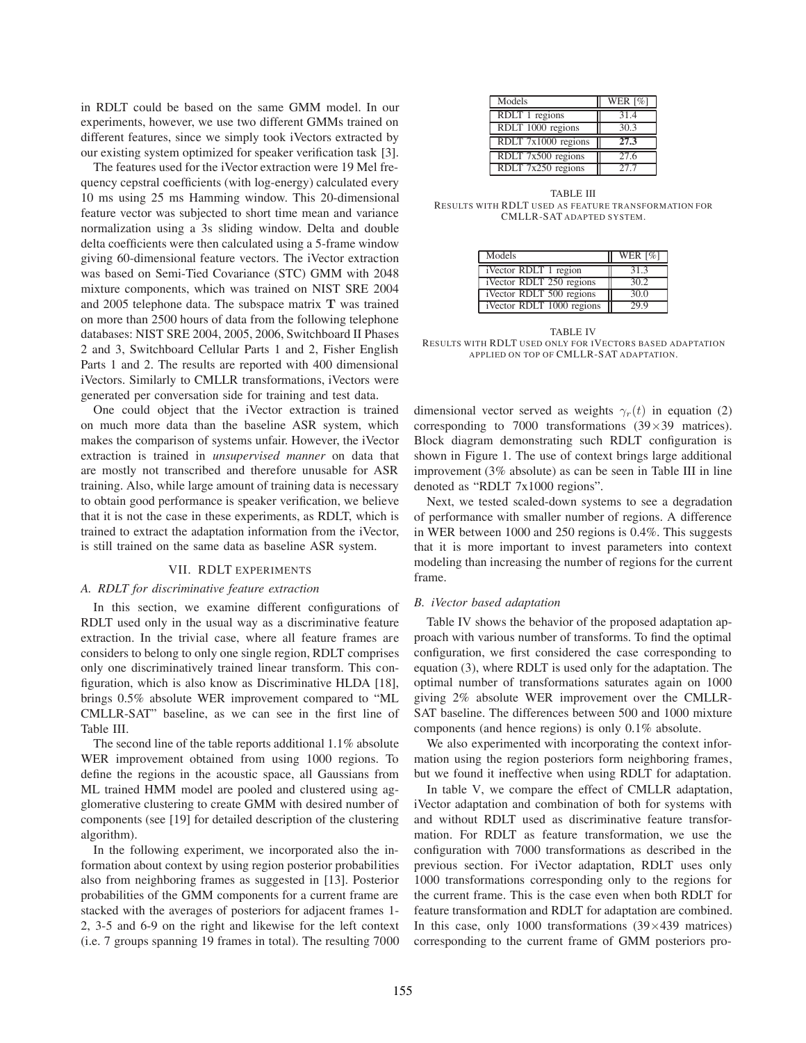in RDLT could be based on the same GMM model. In our experiments, however, we use two different GMMs trained on different features, since we simply took iVectors extracted by our existing system optimized for speaker verification task [3].

The features used for the iVector extraction were 19 Mel frequency cepstral coefficients (with log-energy) calculated every 10 ms using 25 ms Hamming window. This 20-dimensional feature vector was subjected to short time mean and variance normalization using a 3s sliding window. Delta and double delta coefficients were then calculated using a 5-frame window giving 60-dimensional feature vectors. The iVector extraction was based on Semi-Tied Covariance (STC) GMM with 2048 mixture components, which was trained on NIST SRE 2004 and 2005 telephone data. The subspace matrix $\mathbf{T}$ was trained on more than 2500 hours of data from the following telephone databases: NIST SRE 2004, 2005, 2006, Switchboard II Phases 2 and 3, Switchboard Cellular Parts 1 and 2, Fisher English Parts 1 and 2. The results are reported with 400 dimensional iVectors. Similarly to CMLLR transformations, iVectors were generated per conversation side for training and test data.

One could object that the iVector extraction is trained on much more data than the baseline ASR system, which makes the comparison of systems unfair. However, the iVector extraction is trained in *unsupervised manner* on data that are mostly not transcribed and therefore unusable for ASR training. Also, while large amount of training data is necessary to obtain good performance is speaker verification, we believe that it is not the case in these experiments, as RDLT, which is trained to extract the adaptation information from the iVector, is still trained on the same data as baseline ASR system.

## VII. RDLT EXPERIMENTS

### A. RDLT for discriminative feature extraction

In this section, we examine different configurations of RDLT used only in the usual way as a discriminative feature extraction. In the trivial case, where all feature frames are considers to belong to only one single region, RDLT comprises only one discriminatively trained linear transform. This configuration, which is also know as Discriminative HLDA [18], brings 0.5% absolute WER improvement compared to "ML CMLLR-SAT" baseline, as we can see in the first line of Table III.

The second line of the table reports additional 1.1% absolute WER improvement obtained from using 1000 regions. To define the regions in the acoustic space, all Gaussians from ML trained HMM model are pooled and clustered using agglomerative clustering to create GMM with desired number of components (see [19] for detailed description of the clustering algorithm).

In the following experiment, we incorporated also the information about context by using region posterior probabilities also from neighboring frames as suggested in [13]. Posterior probabilities of the GMM components for a current frame are stacked with the averages of posteriors for adjacent frames 1-2, 3-5 and 6-9 on the right and likewise for the left context (i.e. 7 groups spanning 19 frames in total). The resulting 7000 dimensional vector served as weights $\gamma_r(t)$ in equation (2) corresponding to 7000 transformations (39×39 matrices). Block diagram demonstrating such RDLT configuration is shown in Figure 1. The use of context brings large additional improvement (3% absolute) as can be seen in Table III in line denoted as "RDLT 7x1000 regions".

| Models | WER [%] |
|---|---|
| RDLT 1 regions | 31.4 |
| RDLT 1000 regions | 30.3 |
| RDLT 7x1000 regions | **27.3** |
| RDLT 7x500 regions | 27.6 |
| RDLT 7x250 regions | 27.7 |

TABLE III
RESULTS WITH RDLT USED AS FEATURE TRANSFORMATION FOR CMLLR-SAT ADAPTED SYSTEM.

| Models | WER [%] |
|---|---|
| iVector RDLT 1 region | 31.3 |
| iVector RDLT 250 regions | 30.2 |
| iVector RDLT 500 regions | 30.0 |
| iVector RDLT 1000 regions | 29.9 |

TABLE IV
RESULTS WITH RDLT USED ONLY FOR IVECTORS BASED ADAPTATION APPLIED ON TOP OF CMLLR-SAT ADAPTATION.

Next, we tested scaled-down systems to see a degradation of performance with smaller number of regions. A difference in WER between 1000 and 250 regions is 0.4%. This suggests that it is more important to invest parameters into context modeling than increasing the number of regions for the current frame.

### B. iVector based adaptation

Table IV shows the behavior of the proposed adaptation approach with various number of transforms. To find the optimal configuration, we first considered the case corresponding to equation (3), where RDLT is used only for the adaptation. The optimal number of transformations saturates again on 1000 giving 2% absolute WER improvement over the CMLLR-SAT baseline. The differences between 500 and 1000 mixture components (and hence regions) is only 0.1% absolute.

We also experimented with incorporating the context information using the region posteriors form neighboring frames, but we found it ineffective when using RDLT for adaptation.

In table V, we compare the effect of CMLLR adaptation, iVector adaptation and combination of both for systems with and without RDLT used as discriminative feature transformation. For RDLT as feature transformation, we use the configuration with 7000 transformations as described in the previous section. For iVector adaptation, RDLT uses only 1000 transformations corresponding only to the regions for the current frame. This is the case even when both RDLT for feature transformation and RDLT for adaptation are combined. In this case, only 1000 transformations (39×439 matrices) corresponding to the current frame of GMM posteriors pro-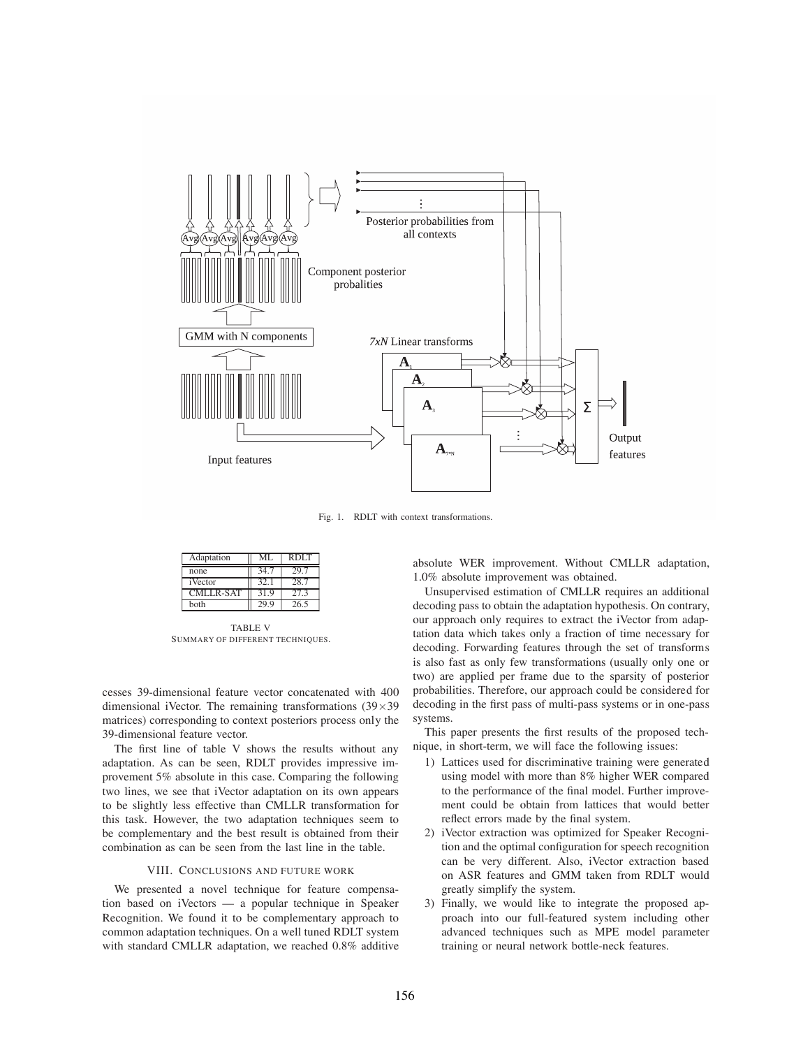Fig. 1. RDLT with context transformations.

| Adaptation | ML | RDLT |
|---|---|---|
| none | 34.7 | 29.7 |
| iVector | 32.1 | 28.7 |
| CMLLR-SAT | 31.9 | 27.3 |
| both | 29.9 | 26.5 |

TABLE V
SUMMARY OF DIFFERENT TECHNIQUES.

cesses 39-dimensional feature vector concatenated with 400 dimensional iVector. The remaining transformations ($39\times39$ matrices) corresponding to context posteriors process only the 39-dimensional feature vector.

The first line of table V shows the results without any adaptation. As can be seen, RDLT provides impressive improvement 5% absolute in this case. Comparing the following two lines, we see that iVector adaptation on its own appears to be slightly less effective than CMLLR transformation for this task. However, the two adaptation techniques seem to be complementary and the best result is obtained from their combination as can be seen from the last line in the table.

## VIII. Conclusions and future work

We presented a novel technique for feature compensation based on iVectors — a popular technique in Speaker Recognition. We found it to be complementary approach to common adaptation techniques. On a well tuned RDLT system with standard CMLLR adaptation, we reached 0.8% additive absolute WER improvement. Without CMLLR adaptation, 1.0% absolute improvement was obtained.

Unsupervised estimation of CMLLR requires an additional decoding pass to obtain the adaptation hypothesis. On contrary, our approach only requires to extract the iVector from adaptation data which takes only a fraction of time necessary for decoding. Forwarding features through the set of transforms is also fast as only few transformations (usually only one or two) are applied per frame due to the sparsity of posterior probabilities. Therefore, our approach could be considered for decoding in the first pass of multi-pass systems or in one-pass systems.

This paper presents the first results of the proposed technique, in short-term, we will face the following issues:

1) Lattices used for discriminative training were generated using model with more than 8% higher WER compared to the performance of the final model. Further improvement could be obtain from lattices that would better reflect errors made by the final system.
2) iVector extraction was optimized for Speaker Recognition and the optimal configuration for speech recognition can be very different. Also, iVector extraction based on ASR features and GMM taken from RDLT would greatly simplify the system.
3) Finally, we would like to integrate the proposed approach into our full-featured system including other advanced techniques such as MPE model parameter training or neural network bottle-neck features.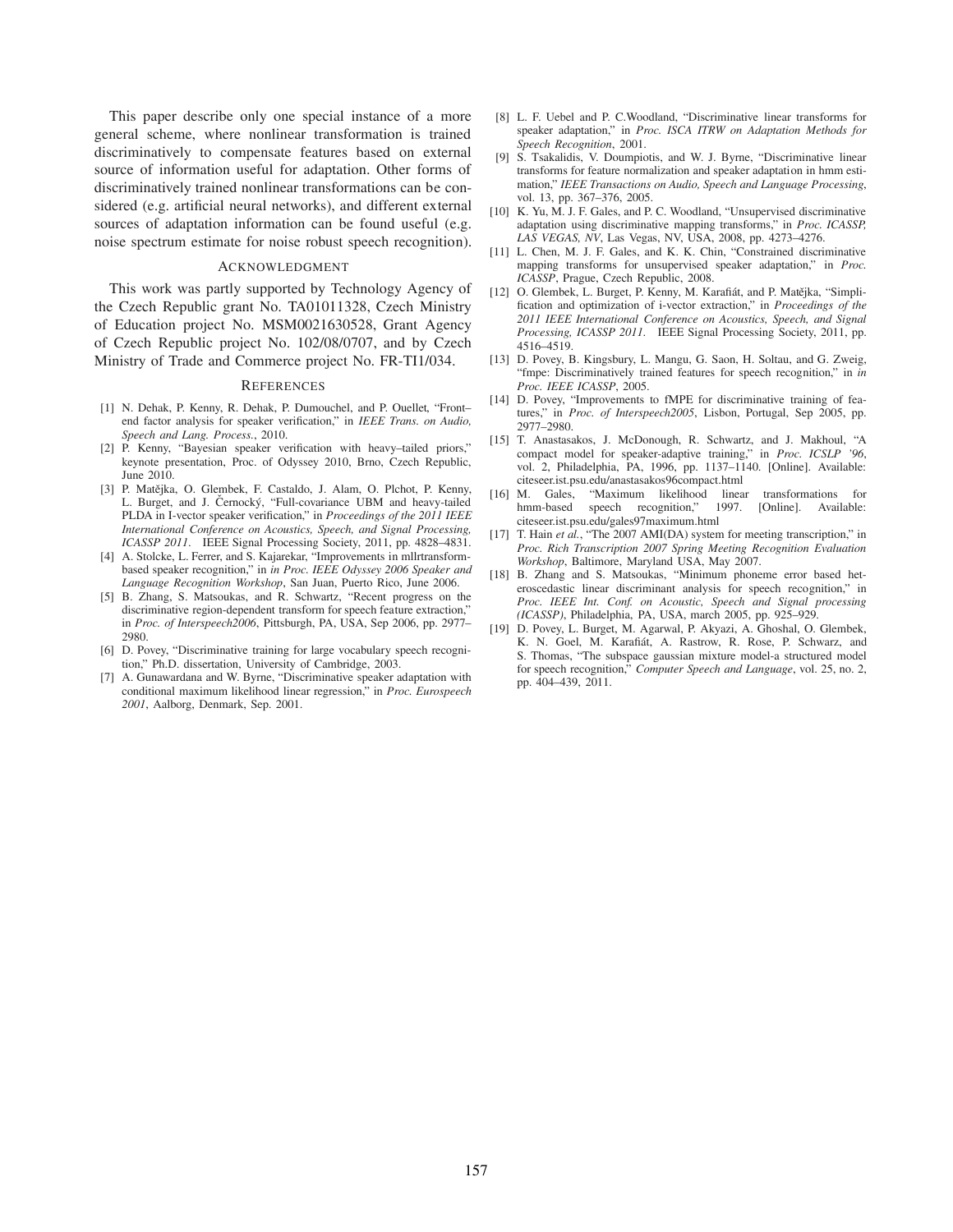This paper describe only one special instance of a more general scheme, where nonlinear transformation is trained discriminatively to compensate features based on external source of information useful for adaptation. Other forms of discriminatively trained nonlinear transformations can be considered (e.g. artificial neural networks), and different external sources of adaptation information can be found useful (e.g. noise spectrum estimate for noise robust speech recognition).

## Acknowledgment

This work was partly supported by Technology Agency of the Czech Republic grant No. TA01011328, Czech Ministry of Education project No. MSM0021630528, Grant Agency of Czech Republic project No. 102/08/0707, and by Czech Ministry of Trade and Commerce project No. FR-TI1/034.

## References

[1] N. Dehak, P. Kenny, R. Dehak, P. Dumouchel, and P. Ouellet, "Front–end factor analysis for speaker verification," in *IEEE Trans. on Audio, Speech and Lang. Process.*, 2010.

[2] P. Kenny, "Bayesian speaker verification with heavy–tailed priors," keynote presentation, Proc. of Odyssey 2010, Brno, Czech Republic, June 2010.

[3] P. Matějka, O. Glembek, F. Castaldo, J. Alam, O. Plchot, P. Kenny, L. Burget, and J. Černocký, "Full-covariance UBM and heavy-tailed PLDA in I-vector speaker verification," in *Proceedings of the 2011 IEEE International Conference on Acoustics, Speech, and Signal Processing, ICASSP 2011.* IEEE Signal Processing Society, 2011, pp. 4828–4831.

[4] A. Stolcke, L. Ferrer, and S. Kajarekar, "Improvements in mllrtransform-based speaker recognition," in *in Proc. IEEE Odyssey 2006 Speaker and Language Recognition Workshop*, San Juan, Puerto Rico, June 2006.

[5] B. Zhang, S. Matsoukas, and R. Schwartz, "Recent progress on the discriminative region-dependent transform for speech feature extraction," in *Proc. of Interspeech2006*, Pittsburgh, PA, USA, Sep 2006, pp. 2977–2980.

[6] D. Povey, "Discriminative training for large vocabulary speech recognition," Ph.D. dissertation, University of Cambridge, 2003.

[7] A. Gunawardana and W. Byrne, "Discriminative speaker adaptation with conditional maximum likelihood linear regression," in *Proc. Eurospeech 2001*, Aalborg, Denmark, Sep. 2001.

[8] L. F. Uebel and P. C.Woodland, "Discriminative linear transforms for speaker adaptation," in *Proc. ISCA ITRW on Adaptation Methods for Speech Recognition*, 2001.

[9] S. Tsakalidis, V. Doumpiotis, and W. J. Byrne, "Discriminative linear transforms for feature normalization and speaker adaptation in hmm estimation," *IEEE Transactions on Audio, Speech and Language Processing*, vol. 13, pp. 367–376, 2005.

[10] K. Yu, M. J. F. Gales, and P. C. Woodland, "Unsupervised discriminative adaptation using discriminative mapping transforms," in *Proc. ICASSP, LAS VEGAS, NV*, Las Vegas, NV, USA, 2008, pp. 4273–4276.

[11] L. Chen, M. J. F. Gales, and K. K. Chin, "Constrained discriminative mapping transforms for unsupervised speaker adaptation," in *Proc. ICASSP*, Prague, Czech Republic, 2008.

[12] O. Glembek, L. Burget, P. Kenny, M. Karafiát, and P. Matějka, "Simplification and optimization of i-vector extraction," in *Proceedings of the 2011 IEEE International Conference on Acoustics, Speech, and Signal Processing, ICASSP 2011.* IEEE Signal Processing Society, 2011, pp. 4516–4519.

[13] D. Povey, B. Kingsbury, L. Mangu, G. Saon, H. Soltau, and G. Zweig, "fmpe: Discriminatively trained features for speech recognition," in *in Proc. IEEE ICASSP*, 2005.

[14] D. Povey, "Improvements to fMPE for discriminative training of features," in *Proc. of Interspeech2005*, Lisbon, Portugal, Sep 2005, pp. 2977–2980.

[15] T. Anastasakos, J. McDonough, R. Schwartz, and J. Makhoul, "A compact model for speaker-adaptive training," in *Proc. ICSLP '96*, vol. 2, Philadelphia, PA, 1996, pp. 1137–1140. [Online]. Available: citeseer.ist.psu.edu/anastasakos96compact.html

[16] M. Gales, "Maximum likelihood linear transformations for hmm-based speech recognition," 1997. [Online]. Available: citeseer.ist.psu.edu/gales97maximum.html

[17] T. Hain *et al.*, "The 2007 AMI(DA) system for meeting transcription," in *Proc. Rich Transcription 2007 Spring Meeting Recognition Evaluation Workshop*, Baltimore, Maryland USA, May 2007.

[18] B. Zhang and S. Matsoukas, "Minimum phoneme error based heteroscedastic linear discriminant analysis for speech recognition," in *Proc. IEEE Int. Conf. on Acoustic, Speech and Signal processing (ICASSP)*, Philadelphia, PA, USA, march 2005, pp. 925–929.

[19] D. Povey, L. Burget, M. Agarwal, P. Akyazi, A. Ghoshal, O. Glembek, K. N. Goel, M. Karafiát, A. Rastrow, R. Rose, P. Schwarz, and S. Thomas, "The subspace gaussian mixture model-a structured model for speech recognition," *Computer Speech and Language*, vol. 25, no. 2, pp. 404–439, 2011.